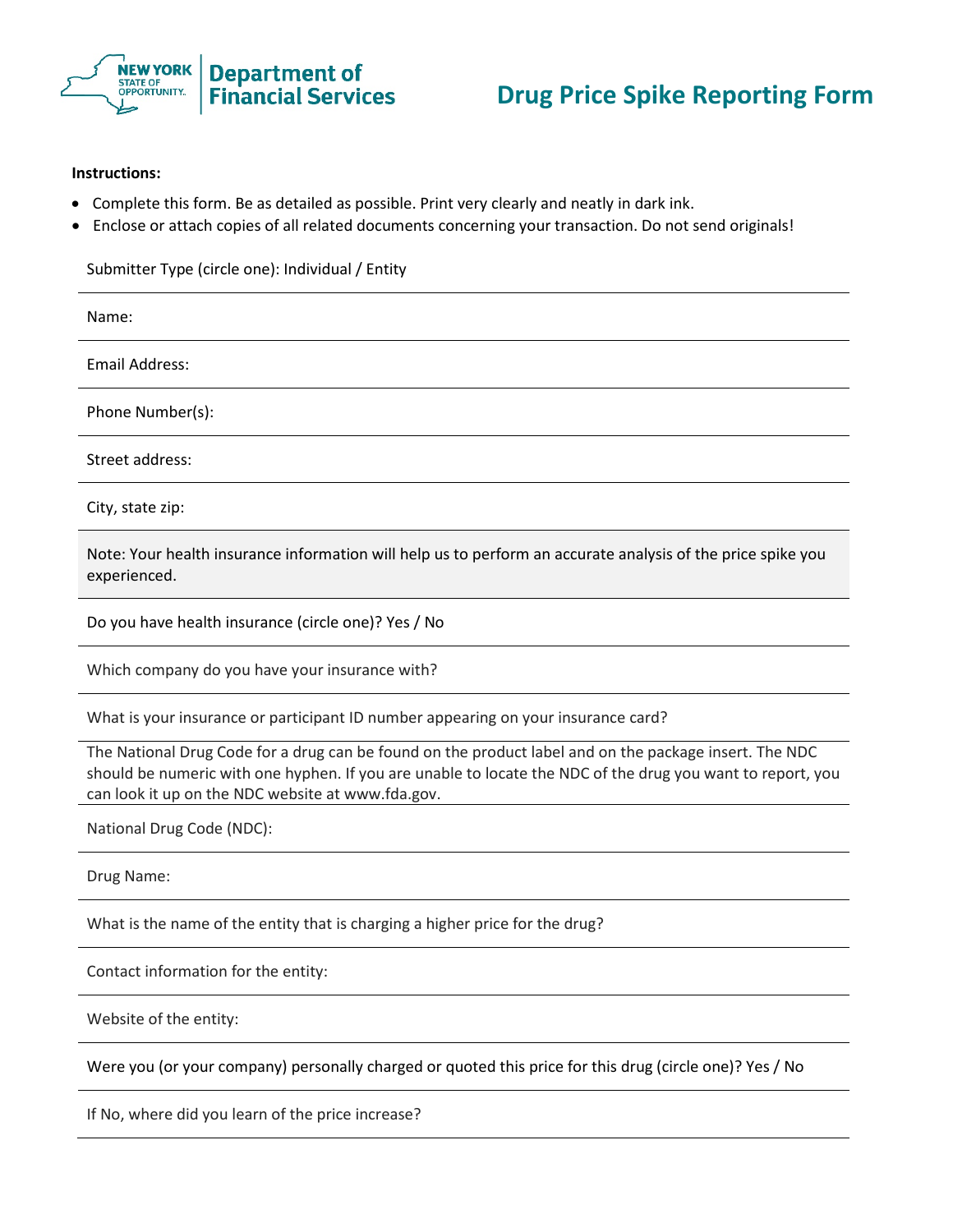New York State of Opportunity. Department of Financial Services

# Drug Price Spike Reporting Form

**Instructions:**

- Complete this form. Be as detailed as possible. Print very clearly and neatly in dark ink.
- Enclose or attach copies of all related documents concerning your transaction. Do not send originals!

Submitter Type (circle one): Individual / Entity

Name:

Email Address:

Phone Number(s):

Street address:

City, state zip:

Note: Your health insurance information will help us to perform an accurate analysis of the price spike you experienced.

Do you have health insurance (circle one)? Yes / No

Which company do you have your insurance with?

What is your insurance or participant ID number appearing on your insurance card?

The National Drug Code for a drug can be found on the product label and on the package insert. The NDC should be numeric with one hyphen. If you are unable to locate the NDC of the drug you want to report, you can look it up on the NDC website at www.fda.gov.

National Drug Code (NDC):

Drug Name:

What is the name of the entity that is charging a higher price for the drug?

Contact information for the entity:

Website of the entity:

Were you (or your company) personally charged or quoted this price for this drug (circle one)? Yes / No

If No, where did you learn of the price increase?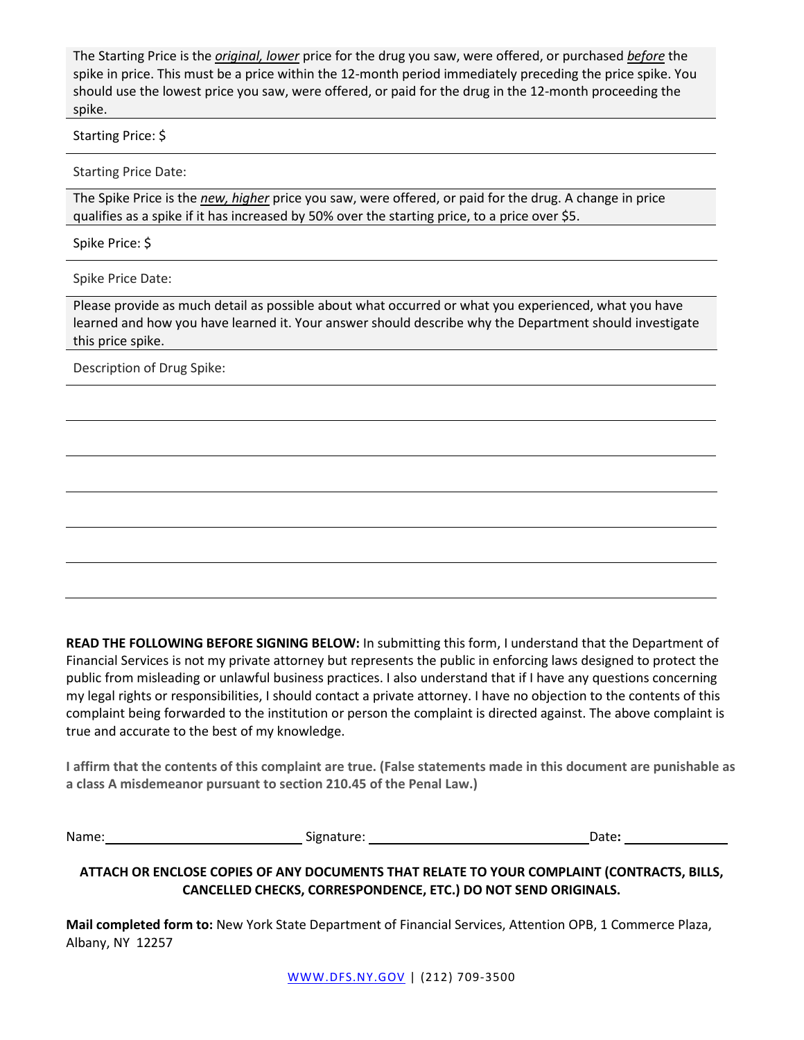The Starting Price is the ***original, lower*** price for the drug you saw, were offered, or purchased ***before*** the spike in price. This must be a price within the 12-month period immediately preceding the price spike. You should use the lowest price you saw, were offered, or paid for the drug in the 12-month proceeding the spike.

Starting Price: $

Starting Price Date:

The Spike Price is the ***new, higher*** price you saw, were offered, or paid for the drug. A change in price qualifies as a spike if it has increased by 50% over the starting price, to a price over $5.

Spike Price: $

Spike Price Date:

Please provide as much detail as possible about what occurred or what you experienced, what you have learned and how you have learned it. Your answer should describe why the Department should investigate this price spike.

Description of Drug Spike:

**READ THE FOLLOWING BEFORE SIGNING BELOW:** In submitting this form, I understand that the Department of Financial Services is not my private attorney but represents the public in enforcing laws designed to protect the public from misleading or unlawful business practices. I also understand that if I have any questions concerning my legal rights or responsibilities, I should contact a private attorney. I have no objection to the contents of this complaint being forwarded to the institution or person the complaint is directed against. The above complaint is true and accurate to the best of my knowledge.

**I affirm that the contents of this complaint are true. (False statements made in this document are punishable as a class A misdemeanor pursuant to section 210.45 of the Penal Law.)**

Name: ______________________ Signature: ______________________ Date: ______________

**ATTACH OR ENCLOSE COPIES OF ANY DOCUMENTS THAT RELATE TO YOUR COMPLAINT (CONTRACTS, BILLS, CANCELLED CHECKS, CORRESPONDENCE, ETC.) DO NOT SEND ORIGINALS.**

**Mail completed form to:** New York State Department of Financial Services, Attention OPB, 1 Commerce Plaza, Albany, NY 12257

WWW.DFS.NY.GOV | (212) 709-3500